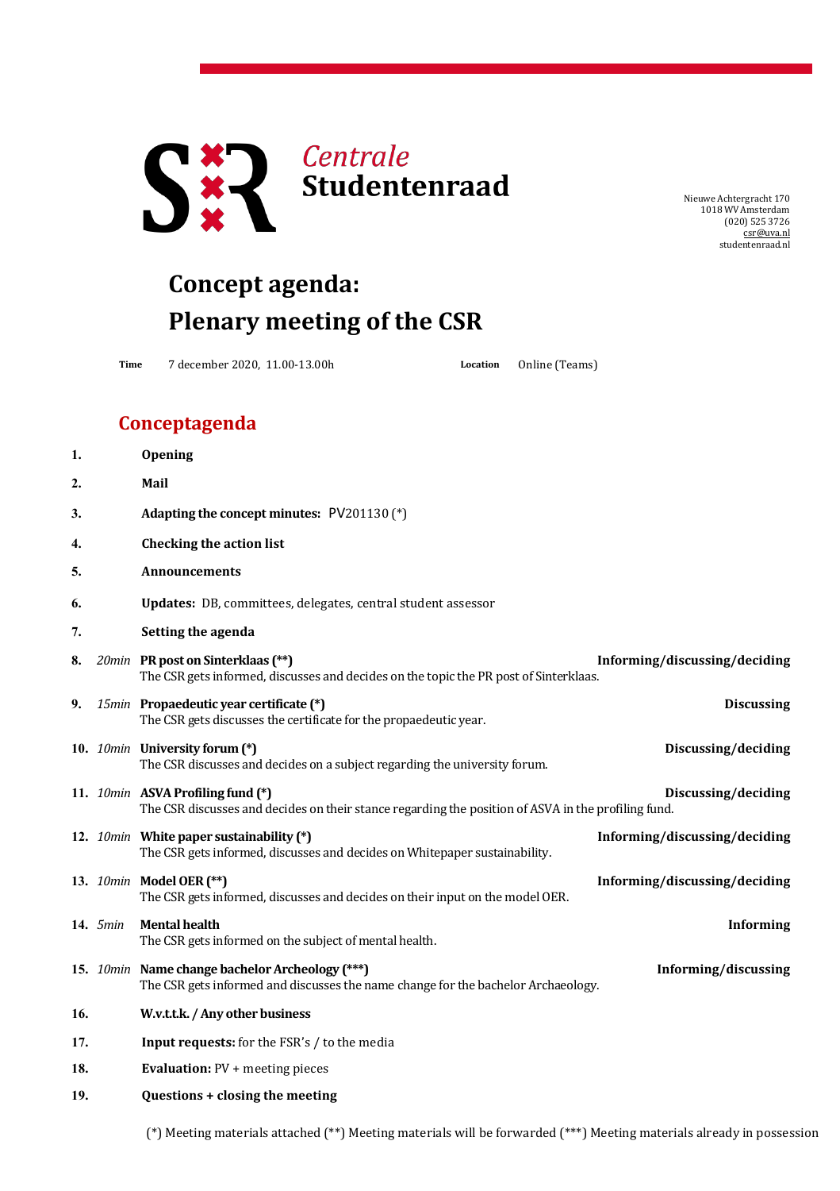**Centrale Studentenraad**

Nieuwe Achtergracht 170
1018 WV Amsterdam
(020) 525 3726
csr@uva.nl
studentenraad.nl

# Concept agenda: Plenary meeting of the CSR

**Time** 7 december 2020, 11.00-13.00h **Location** Online (Teams)

## Conceptagenda

1. **Opening**
2. **Mail**
3. **Adapting the concept minutes:** PV201130 (*)
4. **Checking the action list**
5. **Announcements**
6. **Updates:** DB, committees, delegates, central student assessor
7. **Setting the agenda**
8. *20min* **PR post on Sinterklaas (**)** — **Informing/discussing/deciding**
   The CSR gets informed, discusses and decides on the topic the PR post of Sinterklaas.
9. *15min* **Propaedeutic year certificate (*)** — **Discussing**
   The CSR gets discusses the certificate for the propaedeutic year.
10. *10min* **University forum (*)** — **Discussing/deciding**
    The CSR discusses and decides on a subject regarding the university forum.
11. *10min* **ASVA Profiling fund (*)** — **Discussing/deciding**
    The CSR discusses and decides on their stance regarding the position of ASVA in the profiling fund.
12. *10min* **White paper sustainability (*)** — **Informing/discussing/deciding**
    The CSR gets informed, discusses and decides on Whitepaper sustainability.
13. *10min* **Model OER (**)** — **Informing/discussing/deciding**
    The CSR gets informed, discusses and decides on their input on the model OER.
14. *5min* **Mental health** — **Informing**
    The CSR gets informed on the subject of mental health.
15. *10min* **Name change bachelor Archeology (***)** — **Informing/discussing**
    The CSR gets informed and discusses the name change for the bachelor Archaeology.
16. **W.v.t.t.k. / Any other business**
17. **Input requests:** for the FSR's / to the media
18. **Evaluation:** PV + meeting pieces
19. **Questions + closing the meeting**

(*) Meeting materials attached (**) Meeting materials will be forwarded (***) Meeting materials already in possession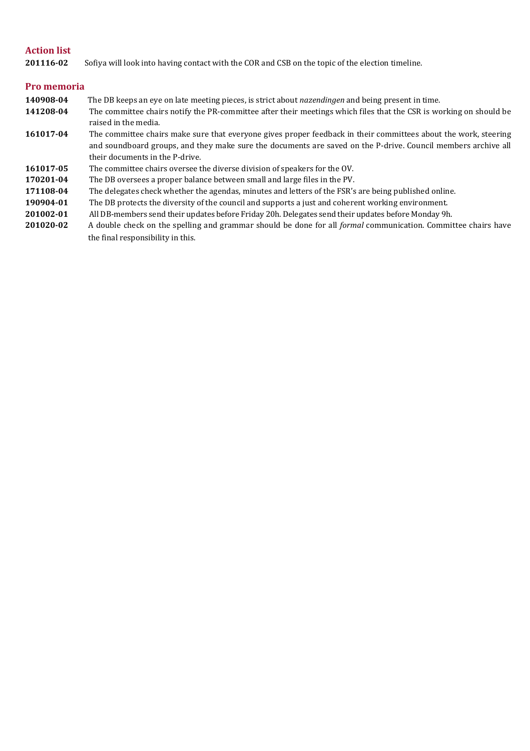## Action list

**201116-02** Sofiya will look into having contact with the COR and CSB on the topic of the election timeline.

## Pro memoria

**140908-04** The DB keeps an eye on late meeting pieces, is strict about *nazendingen* and being present in time.

**141208-04** The committee chairs notify the PR-committee after their meetings which files that the CSR is working on should be raised in the media.

**161017-04** The committee chairs make sure that everyone gives proper feedback in their committees about the work, steering and soundboard groups, and they make sure the documents are saved on the P-drive. Council members archive all their documents in the P-drive.

**161017-05** The committee chairs oversee the diverse division of speakers for the OV.

**170201-04** The DB oversees a proper balance between small and large files in the PV.

**171108-04** The delegates check whether the agendas, minutes and letters of the FSR's are being published online.

**190904-01** The DB protects the diversity of the council and supports a just and coherent working environment.

**201002-01** All DB-members send their updates before Friday 20h. Delegates send their updates before Monday 9h.

**201020-02** A double check on the spelling and grammar should be done for all *formal* communication. Committee chairs have the final responsibility in this.